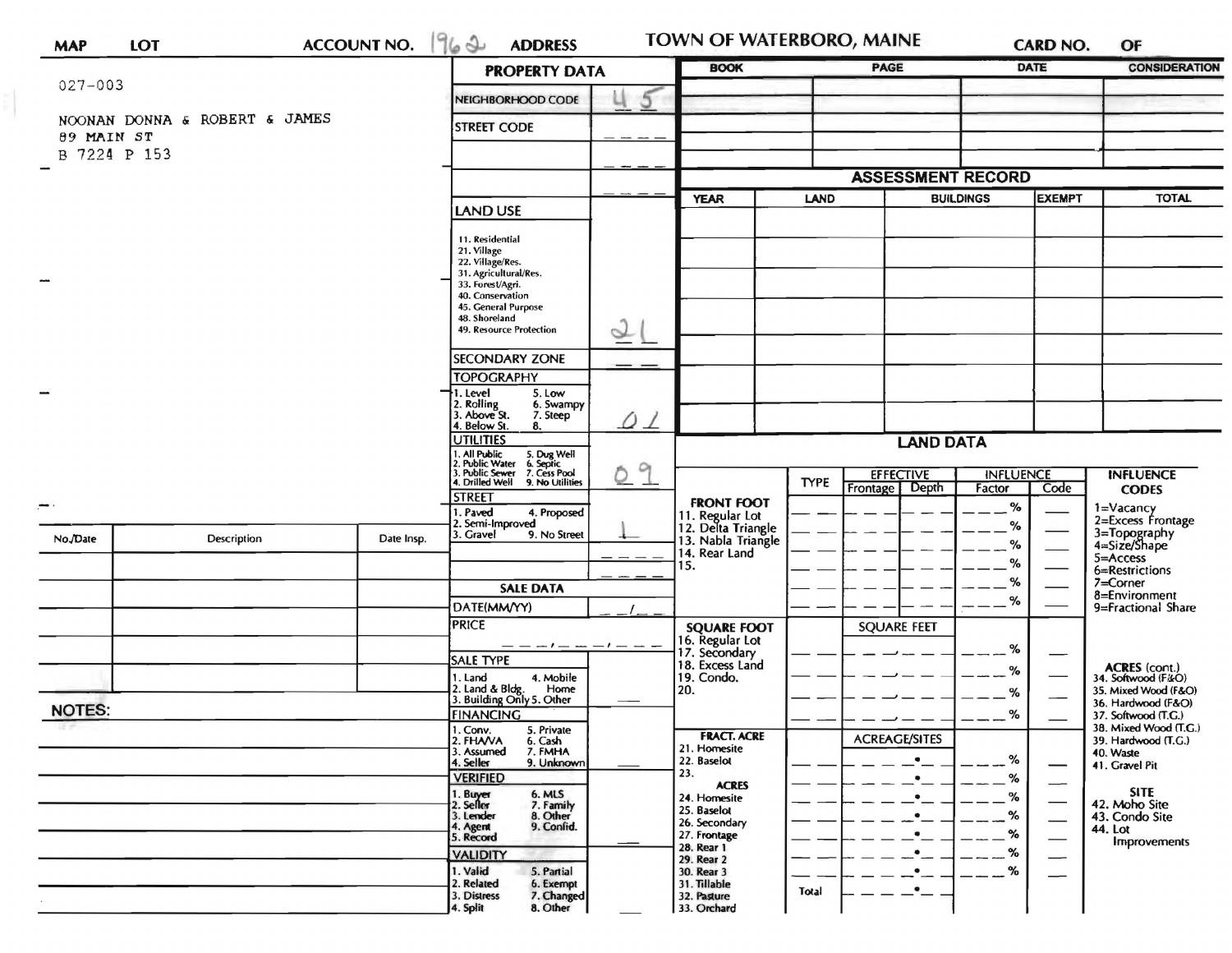| MAP | LOT | ACCOUNT NO. 1962 | ADDRESS | TOWN OF WATERBORO, MAINE | CARD NO. | OF |
|---|---|---|---|---|---|---|

027-003

NOONAN DONNA & ROBERT & JAMES
89 MAIN ST
B 7224 P 153

## PROPERTY DATA

| Field | Value |
|---|---|
| NEIGHBORHOOD CODE | 45 |
| STREET CODE | |
| LAND USE (11. Residential, 21. Village, 22. Village/Res., 31. Agricultural/Res., 33. Forest/Agri., 40. Conservation, 45. General Purpose, 48. Shoreland, 49. Resource Protection) | 21 |
| SECONDARY ZONE | |
| TOPOGRAPHY (1. Level, 2. Rolling, 3. Above St., 4. Below St., 5. Low, 6. Swampy, 7. Steep, 8.) | 01 |
| UTILITIES (1. All Public, 2. Public Water, 3. Public Sewer, 4. Drilled Well, 5. Dug Well, 6. Septic, 7. Cess Pool, 9. No Utilities) | 09 |
| STREET (1. Paved, 2. Semi-Improved, 3. Gravel, 4. Proposed, 9. No Street) | 1 |

## SALE DATA

| Field | Value |
|---|---|
| DATE(MM/YY) | / |
| PRICE | |
| SALE TYPE (1. Land, 2. Land & Bldg., 3. Building Only, 4. Mobile Home, 5. Other) | |
| FINANCING (1. Conv., 2. FHA/VA, 3. Assumed, 4. Seller, 5. Private, 6. Cash, 7. FMHA, 9. Unknown) | |
| VERIFIED (1. Buyer, 2. Seller, 3. Lender, 4. Agent, 5. Record, 6. MLS, 7. Family, 8. Other, 9. Confid.) | |
| VALIDITY (1. Valid, 2. Related, 3. Distress, 4. Split, 5. Partial, 6. Exempt, 7. Changed, 8. Other) | |

| BOOK | PAGE | DATE | CONSIDERATION |
|---|---|---|---|
| | | | |
| | | | |
| | | | |
| | | | |

## ASSESSMENT RECORD

| YEAR | LAND | BUILDINGS | EXEMPT | TOTAL |
|---|---|---|---|---|
| | | | | |
| | | | | |
| | | | | |
| | | | | |
| | | | | |

## LAND DATA

| | TYPE | EFFECTIVE Frontage | EFFECTIVE Depth | INFLUENCE Factor | INFLUENCE Code |
|---|---|---|---|---|---|
| **FRONT FOOT** 11. Regular Lot, 12. Delta Triangle, 13. Nabla Triangle, 14. Rear Land, 15. | | | | % | |
| **SQUARE FOOT** 16. Regular Lot, 17. Secondary, 18. Excess Land, 19. Condo., 20. | | SQUARE FEET | | % | |
| **FRACT. ACRE** 21. Homesite, 22. Baselot, 23. **ACRES** 24. Homesite, 25. Baselot, 26. Secondary, 27. Frontage, 28. Rear 1, 29. Rear 2, 30. Rear 3, 31. Tillable, 32. Pasture, 33. Orchard | | ACREAGE/SITES | | % | |
| | Total | | | | |

**INFLUENCE CODES**
1=Vacancy
2=Excess Frontage
3=Topography
4=Size/Shape
5=Access
6=Restrictions
7=Corner
8=Environment
9=Fractional Share

**ACRES (cont.)**
34. Softwood (F&O)
35. Mixed Wood (F&O)
36. Hardwood (F&O)
37. Softwood (T.G.)
38. Mixed Wood (T.G.)
39. Hardwood (T.G.)
40. Waste
41. Gravel Pit

**SITE**
42. Moho Site
43. Condo Site
44. Lot Improvements

| No./Date | Description | Date Insp. |
|---|---|---|
| | | |
| | | |
| | | |
| | | |
| | | |

**NOTES:**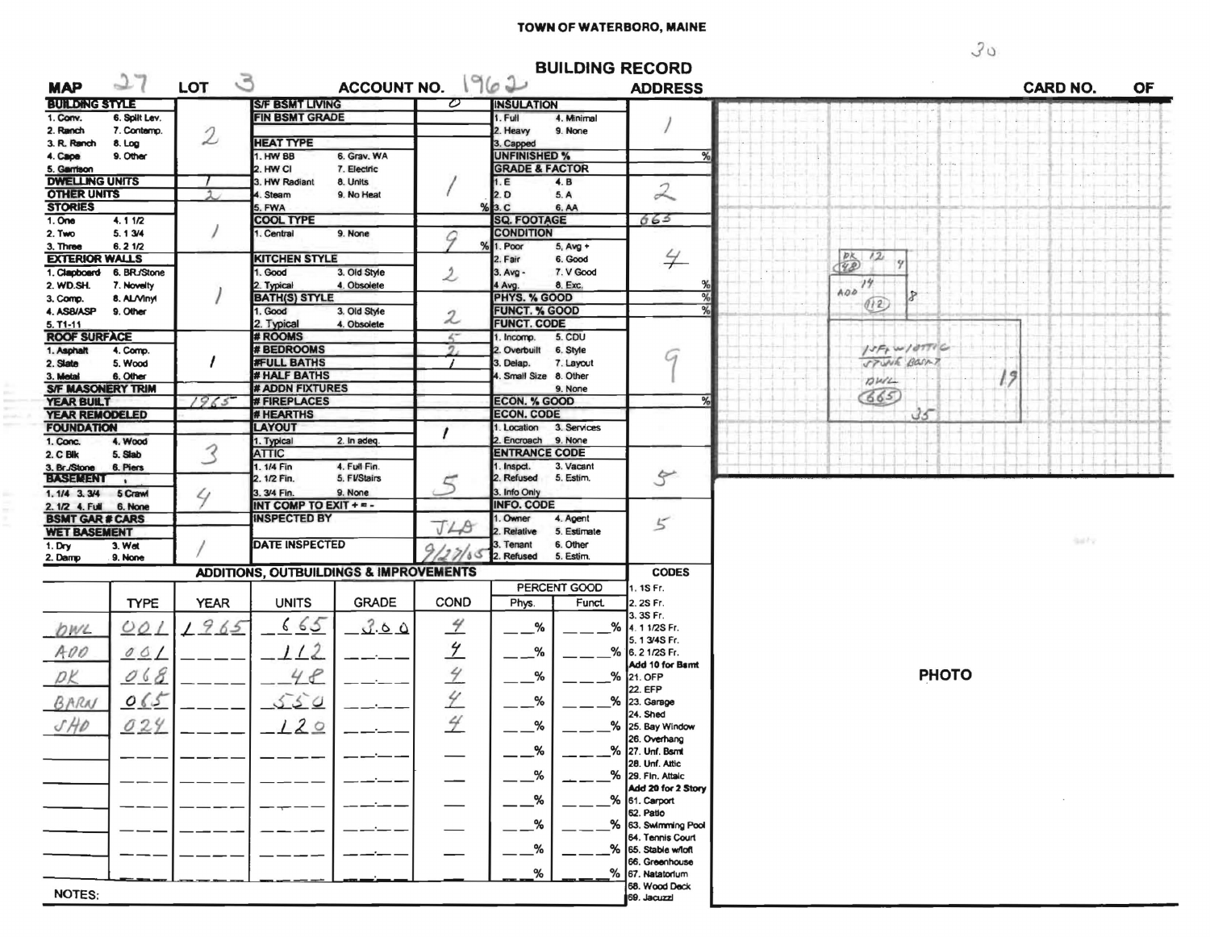TOWN OF WATERBORO, MAINE

30

# BUILDING RECORD

MAP 27 LOT 3 ACCOUNT NO. 1962 ADDRESS CARD NO. OF

| | | | | | |
|---|---|---|---|---|---|
| **BUILDING STYLE**<br>1. Conv. 6. Split Lev.<br>2. Ranch 7. Contemp.<br>3. R. Ranch 8. Log<br>4. Cape 9. Other<br>5. Garrison | 2 | **S/F BSMT LIVING** | 0 | **INSULATION**<br>1. Full 4. Minimal<br>2. Heavy 9. None<br>3. Capped | 1 |
| **DWELLING UNITS** | 1 | **FIN BSMT GRADE** | | **UNFINISHED %** | % |
| **OTHER UNITS** | 2 | **HEAT TYPE**<br>1. HW BB 6. Grav. WA<br>2. HW CI 7. Electric<br>3. HW Radiant 8. Units<br>4. Steam 9. No Heat<br>5. FWA | 1 % | **GRADE & FACTOR**<br>1. E 4. B<br>2. D 5. A<br>3. C 6. AA | 2 |
| **STORIES**<br>1. One 4. 1 1/2<br>2. Two 5. 1 3/4<br>3. Three 6. 2 1/2 | 1 | **COOL TYPE**<br>1. Central 9. None | 9 % | **SQ. FOOTAGE** | 665 |
| **EXTERIOR WALLS**<br>1. Clapboard 6. BR./Stone<br>2. WD.SH. 7. Novelty<br>3. Comp. 8. AL/Vinyl<br>4. ASB/ASP 9. Other<br>5. T1-11 | 1 | **KITCHEN STYLE**<br>1. Good 3. Old Style<br>2. Typical 4. Obsolete | 2 | **CONDITION**<br>1. Poor 5. Avg +<br>2. Fair 6. Good<br>3. Avg - 7. V Good<br>4. Avg. 8. Exc. | 4 |
| | | **BATH(S) STYLE**<br>1. Good 3. Old Style<br>2. Typical 4. Obsolete | 2 | **PHYS. % GOOD** | % |
| | | | | **FUNCT. % GOOD** | % |
| **ROOF SURFACE**<br>1. Asphalt 4. Comp.<br>2. Slate 5. Wood<br>3. Metal 6. Other | 1 | **# ROOMS** | 5 | **FUNCT. CODE**<br>1. Incomp. 5. CDU<br>2. Overbuilt 6. Style<br>3. Delap. 7. Layout<br>4. Small Size 8. Other<br>9. None | 9 |
| | | **# BEDROOMS** | 2 | | |
| | | **#FULL BATHS** | 1 | | |
| | | **# HALF BATHS** | | | |
| **S/F MASONERY TRIM** | | **# ADDN FIXTURES** | | | |
| **YEAR BUILT** | 1965 | **# FIREPLACES** | | **ECON. % GOOD** | % |
| **YEAR REMODELED** | | **# HEARTHS** | | **ECON. CODE** | |
| **FOUNDATION**<br>1. Conc. 4. Wood<br>2. C Blk 5. Slab<br>3. Br./Stone 6. Piers | 3 | **LAYOUT**<br>1. Typical 2. In adeq. | 1 | **ECON. CODE**<br>1. Location 3. Services<br>2. Encroach 9. None | |
| **BASEMENT**<br>1. 1/4 3. 3/4 5 Crawl<br>2. 1/2 4. Full 6. None | 4 | **ATTIC**<br>1. 1/4 Fin 4. Full Fin.<br>2. 1/2 Fin. 5. Fl/Stairs<br>3. 3/4 Fin. 9. None | 5 | **ENTRANCE CODE**<br>1. Inspct. 3. Vacant<br>2. Refused 5. Estim. | 5 |
| **BSMT GAR # CARS** | | **INT COMP TO EXIT + = -** | | | |
| **WET BASEMENT**<br>1. Dry 3. Wet<br>2. Damp 9. None | 1 | **INSPECTED BY** | JLB | **INFO. CODE**<br>1. Owner 4. Agent<br>2. Relative 5. Estimate<br>3. Tenant 6. Other | 5 |
| | | **DATE INSPECTED** | 9/27/05 | 2. Refused 5. Estim. | |

Sketch: DK 12 x 4 (48); ADD 14 x 8 (112); 1SF w/ATTIC STONE BSMT DWL 35 x 19 (665)

## ADDITIONS, OUTBUILDINGS & IMPROVEMENTS

| | TYPE | YEAR | UNITS | GRADE | COND | PERCENT GOOD Phys. | Funct. |
|---|---|---|---|---|---|---|---|
| DWL | 001 | 1965 | 665 | 3.00 | 4 | % | % |
| ADD | 001 | | 112 | | 4 | % | % |
| DK | 068 | | 48 | | 4 | % | % |
| BARN | 065 | | 550 | | 4 | % | % |
| SHD | 024 | | 120 | | 4 | % | % |
| | | | | | | % | % |
| | | | | | | % | % |
| | | | | | | % | % |
| | | | | | | % | % |
| | | | | | | % | % |
| | | | | | | % | % |

**CODES**
1. 1S Fr.
2. 2S Fr.
3. 3S Fr.
4. 1 1/2S Fr.
5. 1 3/4S Fr.
6. 2 1/2S Fr.
**Add 10 for Bsmt**
21. OFP
22. EFP
23. Garage
24. Shed
25. Bay Window
26. Overhang
27. Unf. Bsmt
28. Unf. Attic
29. Fin. Attaic
**Add 20 for 2 Story**
61. Carport
62. Patio
63. Swimming Pool
64. Tennis Court
65. Stable w/loft
66. Greenhouse
67. Natatorium
68. Wood Deck
69. Jacuzzi

PHOTO

NOTES: